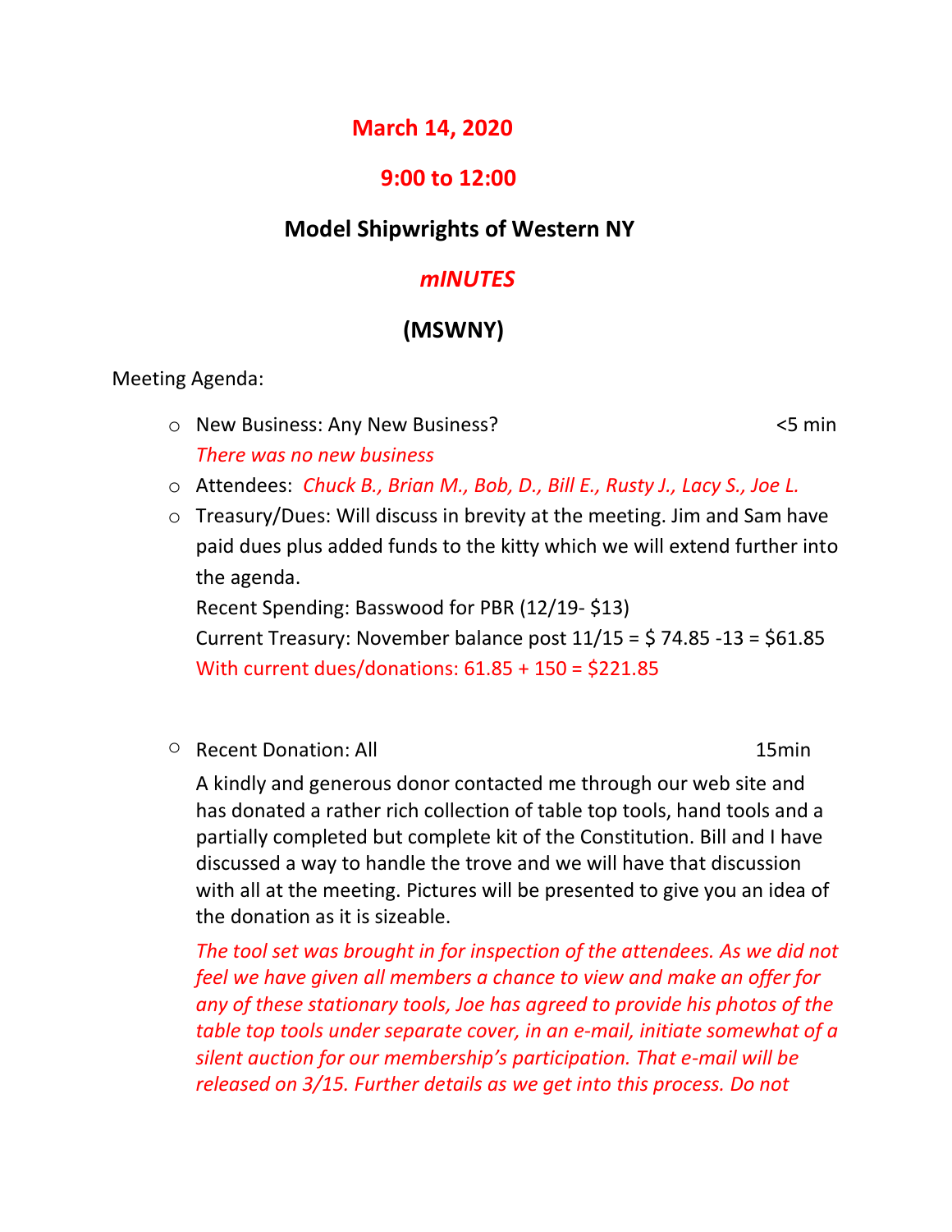# March 14, 2020

## 9:00 to 12:00

## Model Shipwrights of Western NY

## *mINUTES*

## (MSWNY)

Meeting Agenda:

- New Business: Any New Business? <5 min

  *There was no new business*

- Attendees: *Chuck B., Brian M., Bob, D., Bill E., Rusty J., Lacy S., Joe L.*

- Treasury/Dues: Will discuss in brevity at the meeting. Jim and Sam have paid dues plus added funds to the kitty which we will extend further into the agenda.

  Recent Spending: Basswood for PBR (12/19- $13)

  Current Treasury: November balance post 11/15 = $ 74.85 -13 = $61.85

  With current dues/donations: 61.85 + 150 = $221.85

- Recent Donation: All 15min

  A kindly and generous donor contacted me through our web site and has donated a rather rich collection of table top tools, hand tools and a partially completed but complete kit of the Constitution. Bill and I have discussed a way to handle the trove and we will have that discussion with all at the meeting. Pictures will be presented to give you an idea of the donation as it is sizeable.

  *The tool set was brought in for inspection of the attendees. As we did not feel we have given all members a chance to view and make an offer for any of these stationary tools, Joe has agreed to provide his photos of the table top tools under separate cover, in an e-mail, initiate somewhat of a silent auction for our membership's participation. That e-mail will be released on 3/15. Further details as we get into this process. Do not*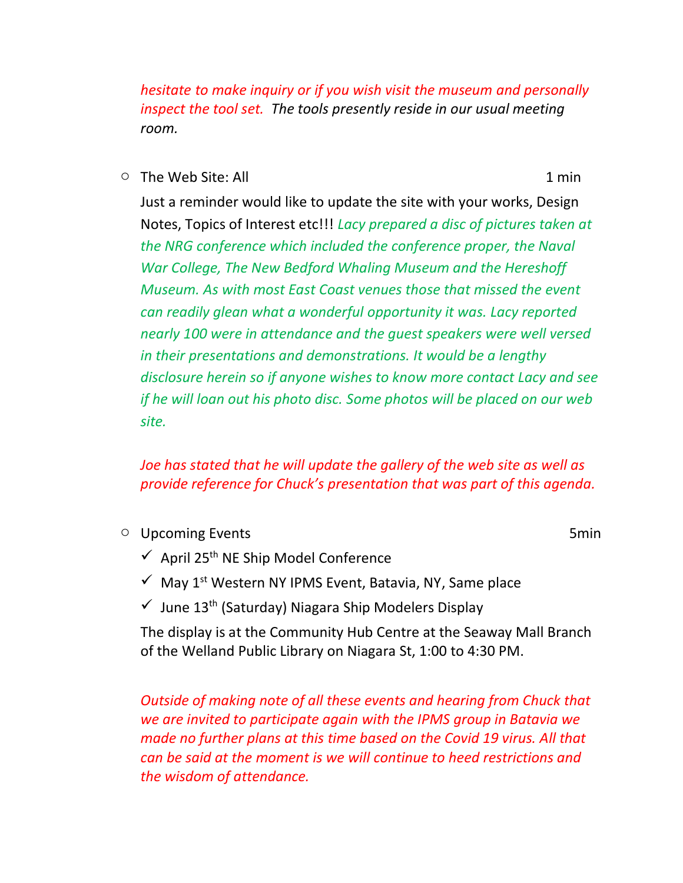*hesitate to make inquiry or if you wish visit the museum and personally inspect the tool set. The tools presently reside in our usual meeting room.*

- The Web Site: All 1 min

  Just a reminder would like to update the site with your works, Design Notes, Topics of Interest etc!!! *Lacy prepared a disc of pictures taken at the NRG conference which included the conference proper, the Naval War College, The New Bedford Whaling Museum and the Hereshoff Museum. As with most East Coast venues those that missed the event can readily glean what a wonderful opportunity it was. Lacy reported nearly 100 were in attendance and the guest speakers were well versed in their presentations and demonstrations. It would be a lengthy disclosure herein so if anyone wishes to know more contact Lacy and see if he will loan out his photo disc. Some photos will be placed on our web site.*

  *Joe has stated that he will update the gallery of the web site as well as provide reference for Chuck's presentation that was part of this agenda.*

- Upcoming Events 5min
  - ✓ April 25th NE Ship Model Conference
  - ✓ May 1st Western NY IPMS Event, Batavia, NY, Same place
  - ✓ June 13th (Saturday) Niagara Ship Modelers Display

  The display is at the Community Hub Centre at the Seaway Mall Branch of the Welland Public Library on Niagara St, 1:00 to 4:30 PM.

  *Outside of making note of all these events and hearing from Chuck that we are invited to participate again with the IPMS group in Batavia we made no further plans at this time based on the Covid 19 virus. All that can be said at the moment is we will continue to heed restrictions and the wisdom of attendance.*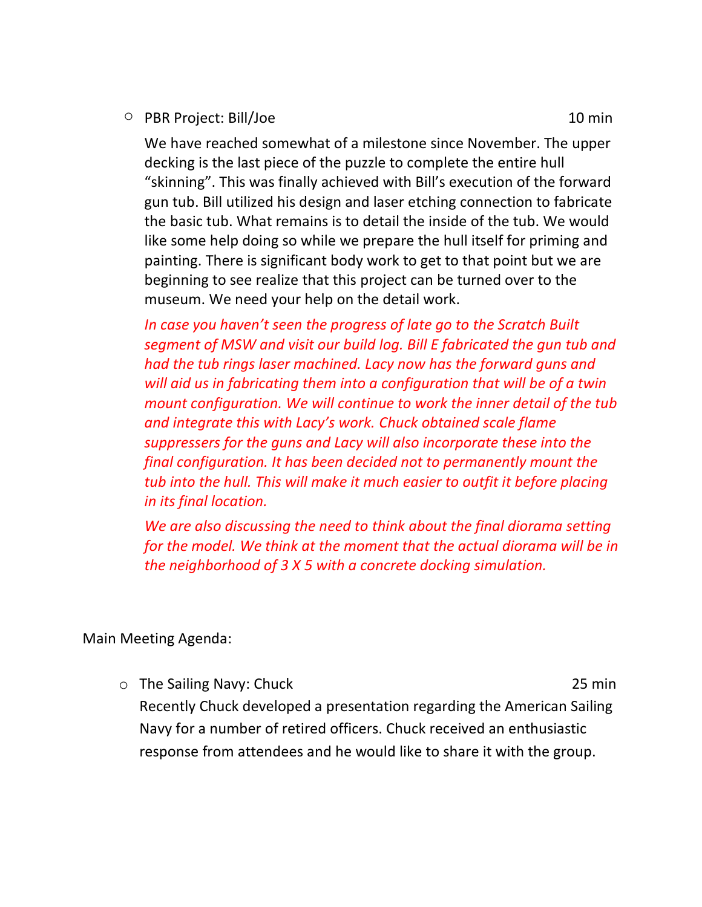- PBR Project: Bill/Joe 10 min

  We have reached somewhat of a milestone since November. The upper decking is the last piece of the puzzle to complete the entire hull "skinning". This was finally achieved with Bill's execution of the forward gun tub. Bill utilized his design and laser etching connection to fabricate the basic tub. What remains is to detail the inside of the tub. We would like some help doing so while we prepare the hull itself for priming and painting. There is significant body work to get to that point but we are beginning to see realize that this project can be turned over to the museum. We need your help on the detail work.

  *In case you haven't seen the progress of late go to the Scratch Built segment of MSW and visit our build log. Bill E fabricated the gun tub and had the tub rings laser machined. Lacy now has the forward guns and will aid us in fabricating them into a configuration that will be of a twin mount configuration. We will continue to work the inner detail of the tub and integrate this with Lacy's work. Chuck obtained scale flame suppressers for the guns and Lacy will also incorporate these into the final configuration. It has been decided not to permanently mount the tub into the hull. This will make it much easier to outfit it before placing in its final location.*

  *We are also discussing the need to think about the final diorama setting for the model. We think at the moment that the actual diorama will be in the neighborhood of 3 X 5 with a concrete docking simulation.*

Main Meeting Agenda:

- The Sailing Navy: Chuck 25 min

  Recently Chuck developed a presentation regarding the American Sailing Navy for a number of retired officers. Chuck received an enthusiastic response from attendees and he would like to share it with the group.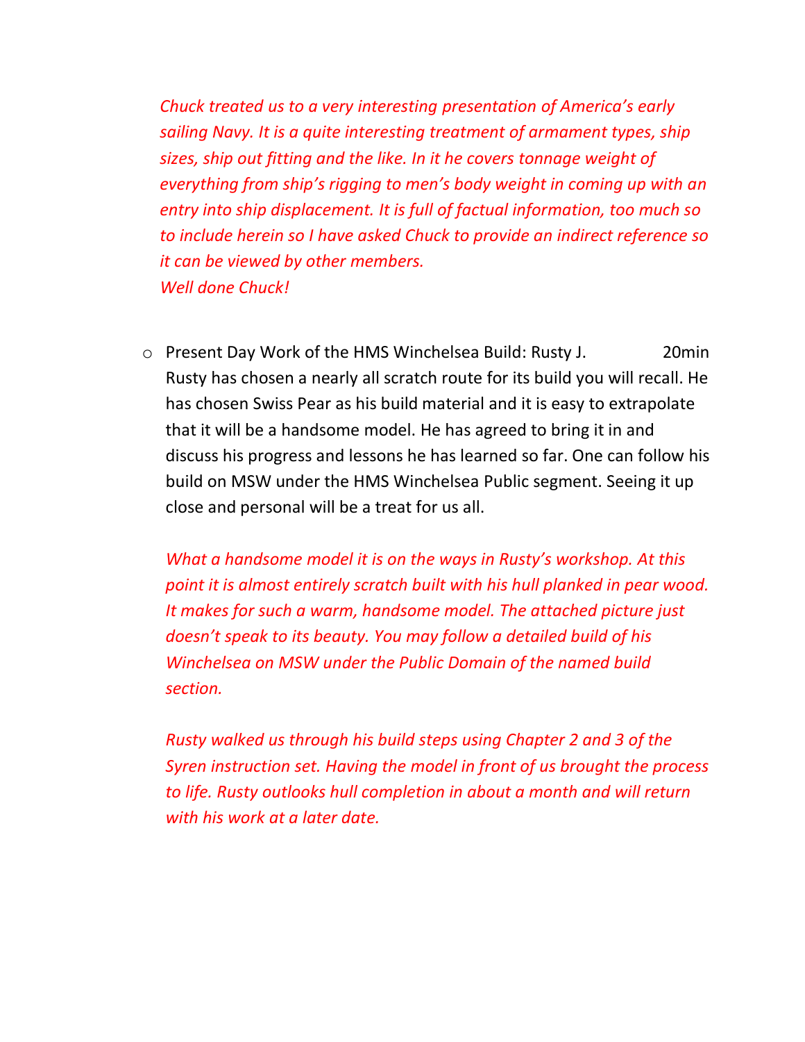*Chuck treated us to a very interesting presentation of America's early sailing Navy. It is a quite interesting treatment of armament types, ship sizes, ship out fitting and the like. In it he covers tonnage weight of everything from ship's rigging to men's body weight in coming up with an entry into ship displacement. It is full of factual information, too much so to include herein so I have asked Chuck to provide an indirect reference so it can be viewed by other members.*
*Well done Chuck!*

- Present Day Work of the HMS Winchelsea Build: Rusty J. 20min
  Rusty has chosen a nearly all scratch route for its build you will recall. He has chosen Swiss Pear as his build material and it is easy to extrapolate that it will be a handsome model. He has agreed to bring it in and discuss his progress and lessons he has learned so far. One can follow his build on MSW under the HMS Winchelsea Public segment. Seeing it up close and personal will be a treat for us all.

  *What a handsome model it is on the ways in Rusty's workshop. At this point it is almost entirely scratch built with his hull planked in pear wood. It makes for such a warm, handsome model. The attached picture just doesn't speak to its beauty. You may follow a detailed build of his Winchelsea on MSW under the Public Domain of the named build section.*

  *Rusty walked us through his build steps using Chapter 2 and 3 of the Syren instruction set. Having the model in front of us brought the process to life. Rusty outlooks hull completion in about a month and will return with his work at a later date.*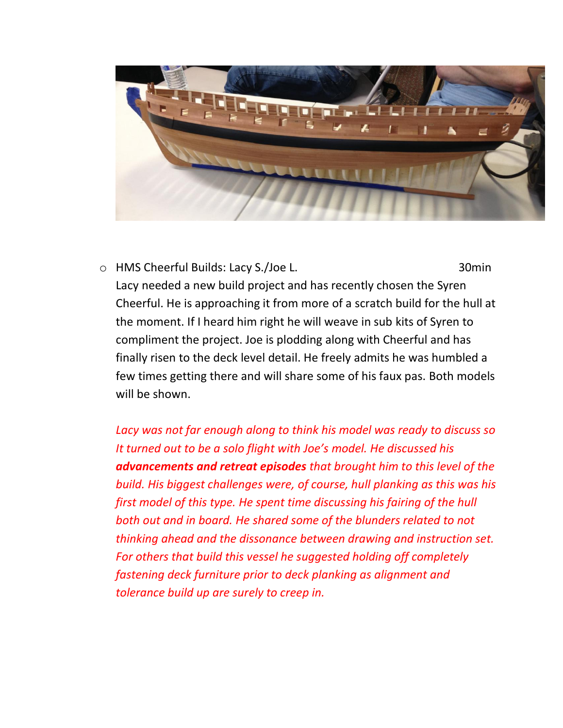- HMS Cheerful Builds: Lacy S./Joe L. 30min

  Lacy needed a new build project and has recently chosen the Syren Cheerful. He is approaching it from more of a scratch build for the hull at the moment. If I heard him right he will weave in sub kits of Syren to compliment the project. Joe is plodding along with Cheerful and has finally risen to the deck level detail. He freely admits he was humbled a few times getting there and will share some of his faux pas. Both models will be shown.

  *Lacy was not far enough along to think his model was ready to discuss so It turned out to be a solo flight with Joe's model. He discussed his* ***advancements and retreat episodes*** *that brought him to this level of the build. His biggest challenges were, of course, hull planking as this was his first model of this type. He spent time discussing his fairing of the hull both out and in board. He shared some of the blunders related to not thinking ahead and the dissonance between drawing and instruction set. For others that build this vessel he suggested holding off completely fastening deck furniture prior to deck planking as alignment and tolerance build up are surely to creep in.*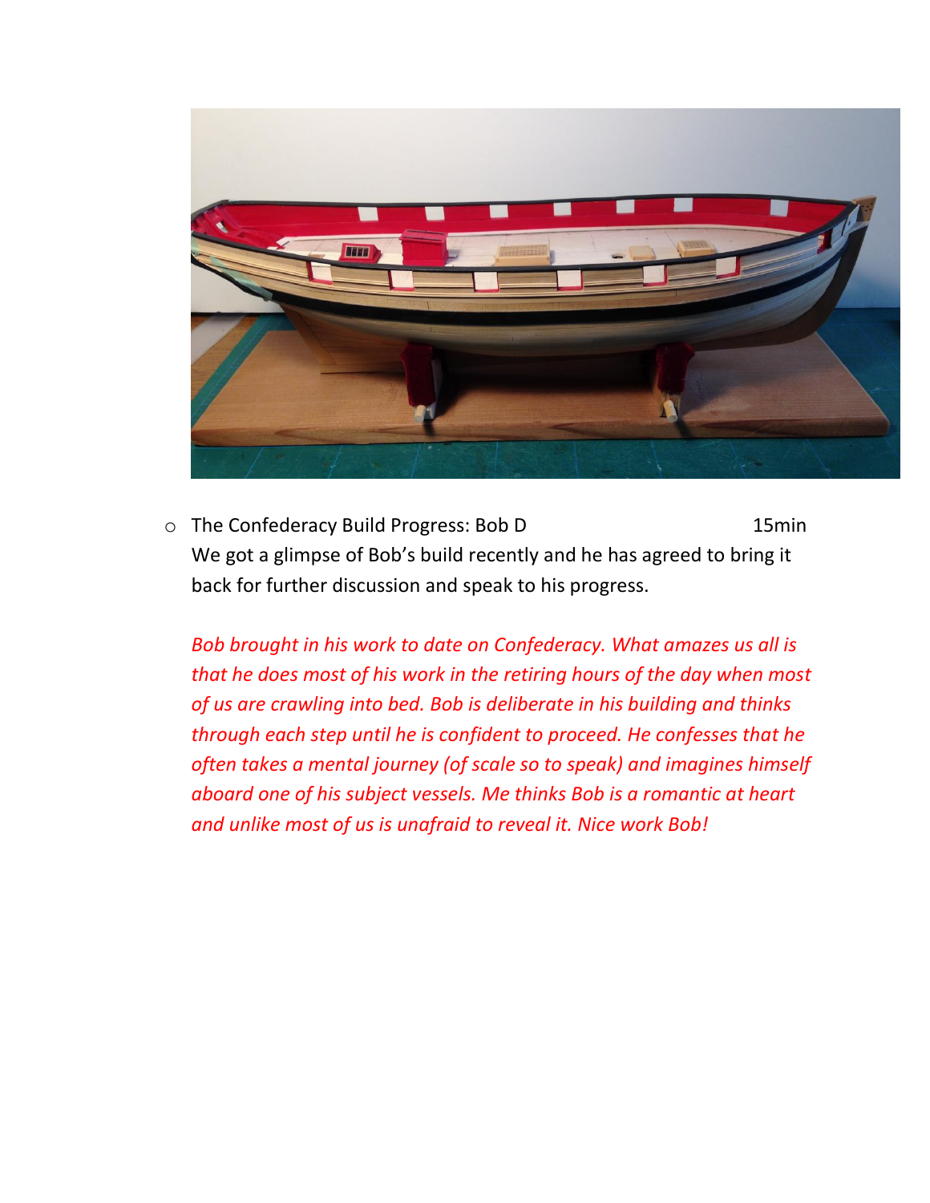- The Confederacy Build Progress: Bob D 15min

  We got a glimpse of Bob's build recently and he has agreed to bring it back for further discussion and speak to his progress.

  *Bob brought in his work to date on Confederacy. What amazes us all is that he does most of his work in the retiring hours of the day when most of us are crawling into bed. Bob is deliberate in his building and thinks through each step until he is confident to proceed. He confesses that he often takes a mental journey (of scale so to speak) and imagines himself aboard one of his subject vessels. Me thinks Bob is a romantic at heart and unlike most of us is unafraid to reveal it. Nice work Bob!*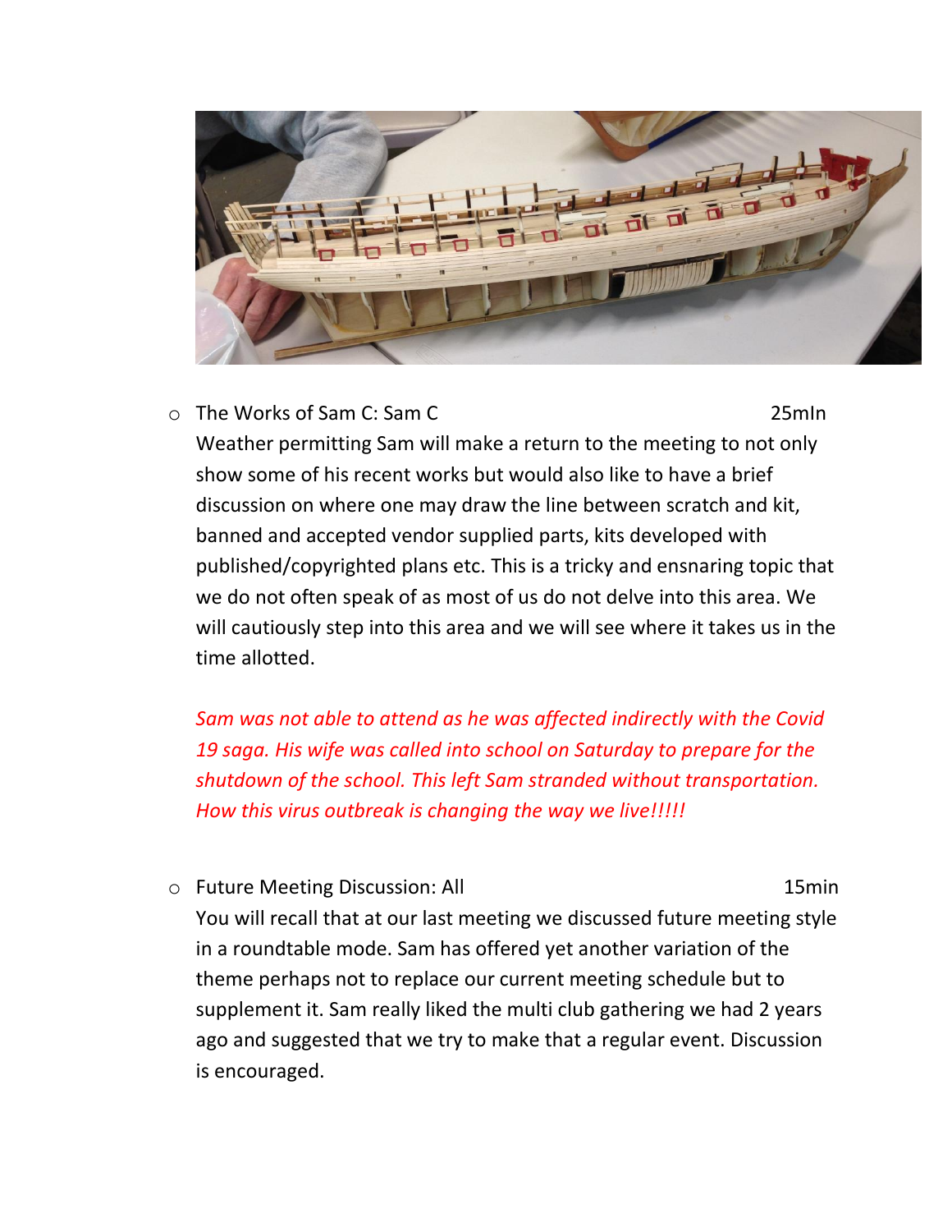- The Works of Sam C: Sam C 25mIn

  Weather permitting Sam will make a return to the meeting to not only show some of his recent works but would also like to have a brief discussion on where one may draw the line between scratch and kit, banned and accepted vendor supplied parts, kits developed with published/copyrighted plans etc. This is a tricky and ensnaring topic that we do not often speak of as most of us do not delve into this area. We will cautiously step into this area and we will see where it takes us in the time allotted.

  *Sam was not able to attend as he was affected indirectly with the Covid 19 saga. His wife was called into school on Saturday to prepare for the shutdown of the school. This left Sam stranded without transportation. How this virus outbreak is changing the way we live!!!!!*

- Future Meeting Discussion: All 15min

  You will recall that at our last meeting we discussed future meeting style in a roundtable mode. Sam has offered yet another variation of the theme perhaps not to replace our current meeting schedule but to supplement it. Sam really liked the multi club gathering we had 2 years ago and suggested that we try to make that a regular event. Discussion is encouraged.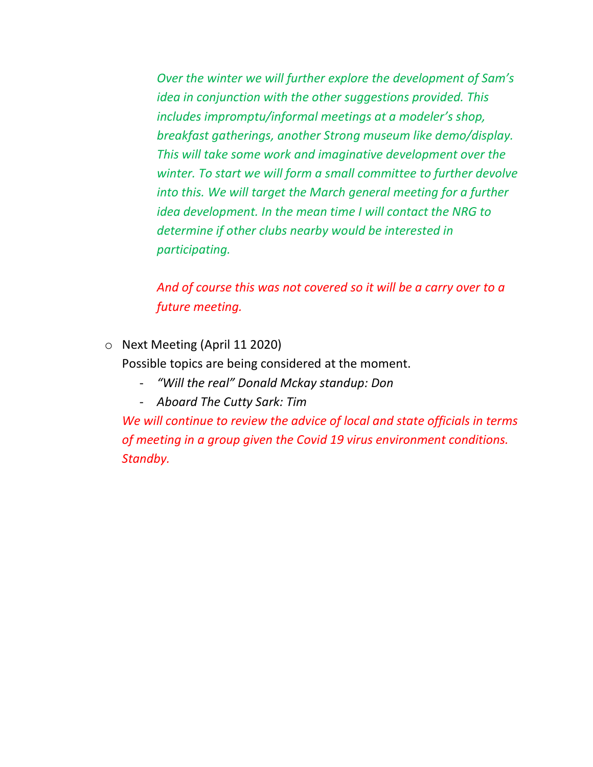*Over the winter we will further explore the development of Sam's idea in conjunction with the other suggestions provided. This includes impromptu/informal meetings at a modeler's shop, breakfast gatherings, another Strong museum like demo/display. This will take some work and imaginative development over the winter. To start we will form a small committee to further devolve into this. We will target the March general meeting for a further idea development. In the mean time I will contact the NRG to determine if other clubs nearby would be interested in participating.*

*And of course this was not covered so it will be a carry over to a future meeting.*

- Next Meeting (April 11 2020)
  Possible topics are being considered at the moment.
  - *"Will the real" Donald Mckay standup: Don*
  - *Aboard The Cutty Sark: Tim*

  *We will continue to review the advice of local and state officials in terms of meeting in a group given the Covid 19 virus environment conditions. Standby.*